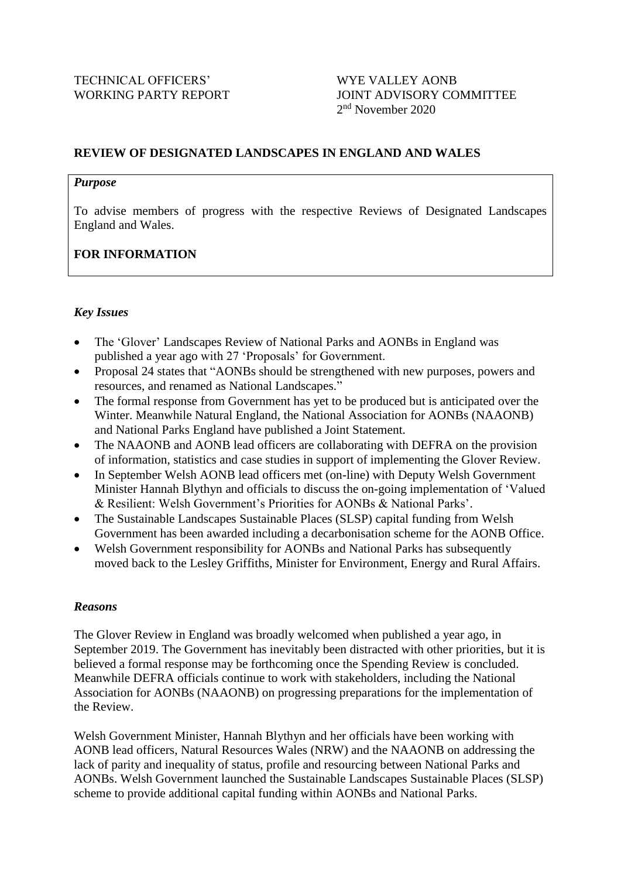TECHNICAL OFFICERS' WORKING PARTY REPORT

WYE VALLEY AONB JOINT ADVISORY COMMITTEE
2nd November 2020

## REVIEW OF DESIGNATED LANDSCAPES IN ENGLAND AND WALES

### *Purpose*

To advise members of progress with the respective Reviews of Designated Landscapes England and Wales.

**FOR INFORMATION**

### *Key Issues*

- The 'Glover' Landscapes Review of National Parks and AONBs in England was published a year ago with 27 'Proposals' for Government.
- Proposal 24 states that "AONBs should be strengthened with new purposes, powers and resources, and renamed as National Landscapes."
- The formal response from Government has yet to be produced but is anticipated over the Winter. Meanwhile Natural England, the National Association for AONBs (NAAONB) and National Parks England have published a Joint Statement.
- The NAAONB and AONB lead officers are collaborating with DEFRA on the provision of information, statistics and case studies in support of implementing the Glover Review.
- In September Welsh AONB lead officers met (on-line) with Deputy Welsh Government Minister Hannah Blythyn and officials to discuss the on-going implementation of 'Valued & Resilient: Welsh Government's Priorities for AONBs & National Parks'.
- The Sustainable Landscapes Sustainable Places (SLSP) capital funding from Welsh Government has been awarded including a decarbonisation scheme for the AONB Office.
- Welsh Government responsibility for AONBs and National Parks has subsequently moved back to the Lesley Griffiths, Minister for Environment, Energy and Rural Affairs.

### *Reasons*

The Glover Review in England was broadly welcomed when published a year ago, in September 2019. The Government has inevitably been distracted with other priorities, but it is believed a formal response may be forthcoming once the Spending Review is concluded. Meanwhile DEFRA officials continue to work with stakeholders, including the National Association for AONBs (NAAONB) on progressing preparations for the implementation of the Review.

Welsh Government Minister, Hannah Blythyn and her officials have been working with AONB lead officers, Natural Resources Wales (NRW) and the NAAONB on addressing the lack of parity and inequality of status, profile and resourcing between National Parks and AONBs. Welsh Government launched the Sustainable Landscapes Sustainable Places (SLSP) scheme to provide additional capital funding within AONBs and National Parks.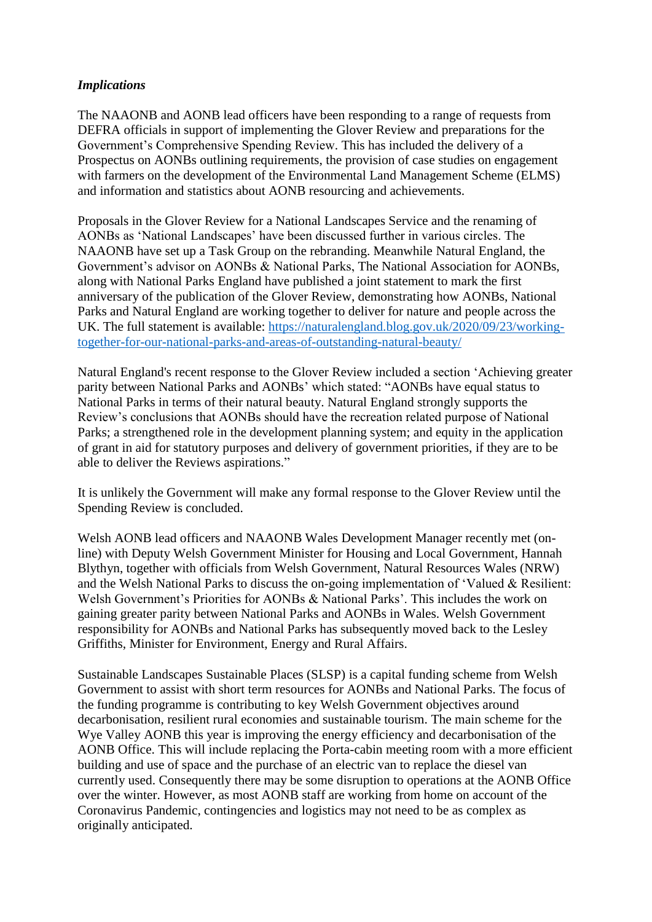***Implications***

The NAAONB and AONB lead officers have been responding to a range of requests from DEFRA officials in support of implementing the Glover Review and preparations for the Government's Comprehensive Spending Review. This has included the delivery of a Prospectus on AONBs outlining requirements, the provision of case studies on engagement with farmers on the development of the Environmental Land Management Scheme (ELMS) and information and statistics about AONB resourcing and achievements.

Proposals in the Glover Review for a National Landscapes Service and the renaming of AONBs as 'National Landscapes' have been discussed further in various circles. The NAAONB have set up a Task Group on the rebranding. Meanwhile Natural England, the Government's advisor on AONBs & National Parks, The National Association for AONBs, along with National Parks England have published a joint statement to mark the first anniversary of the publication of the Glover Review, demonstrating how AONBs, National Parks and Natural England are working together to deliver for nature and people across the UK. The full statement is available: [https://naturalengland.blog.gov.uk/2020/09/23/working-together-for-our-national-parks-and-areas-of-outstanding-natural-beauty/](https://naturalengland.blog.gov.uk/2020/09/23/working-together-for-our-national-parks-and-areas-of-outstanding-natural-beauty/)

Natural England's recent response to the Glover Review included a section 'Achieving greater parity between National Parks and AONBs' which stated: "AONBs have equal status to National Parks in terms of their natural beauty. Natural England strongly supports the Review's conclusions that AONBs should have the recreation related purpose of National Parks; a strengthened role in the development planning system; and equity in the application of grant in aid for statutory purposes and delivery of government priorities, if they are to be able to deliver the Reviews aspirations."

It is unlikely the Government will make any formal response to the Glover Review until the Spending Review is concluded.

Welsh AONB lead officers and NAAONB Wales Development Manager recently met (on-line) with Deputy Welsh Government Minister for Housing and Local Government, Hannah Blythyn, together with officials from Welsh Government, Natural Resources Wales (NRW) and the Welsh National Parks to discuss the on-going implementation of 'Valued & Resilient: Welsh Government's Priorities for AONBs & National Parks'. This includes the work on gaining greater parity between National Parks and AONBs in Wales. Welsh Government responsibility for AONBs and National Parks has subsequently moved back to the Lesley Griffiths, Minister for Environment, Energy and Rural Affairs.

Sustainable Landscapes Sustainable Places (SLSP) is a capital funding scheme from Welsh Government to assist with short term resources for AONBs and National Parks. The focus of the funding programme is contributing to key Welsh Government objectives around decarbonisation, resilient rural economies and sustainable tourism. The main scheme for the Wye Valley AONB this year is improving the energy efficiency and decarbonisation of the AONB Office. This will include replacing the Porta-cabin meeting room with a more efficient building and use of space and the purchase of an electric van to replace the diesel van currently used. Consequently there may be some disruption to operations at the AONB Office over the winter. However, as most AONB staff are working from home on account of the Coronavirus Pandemic, contingencies and logistics may not need to be as complex as originally anticipated.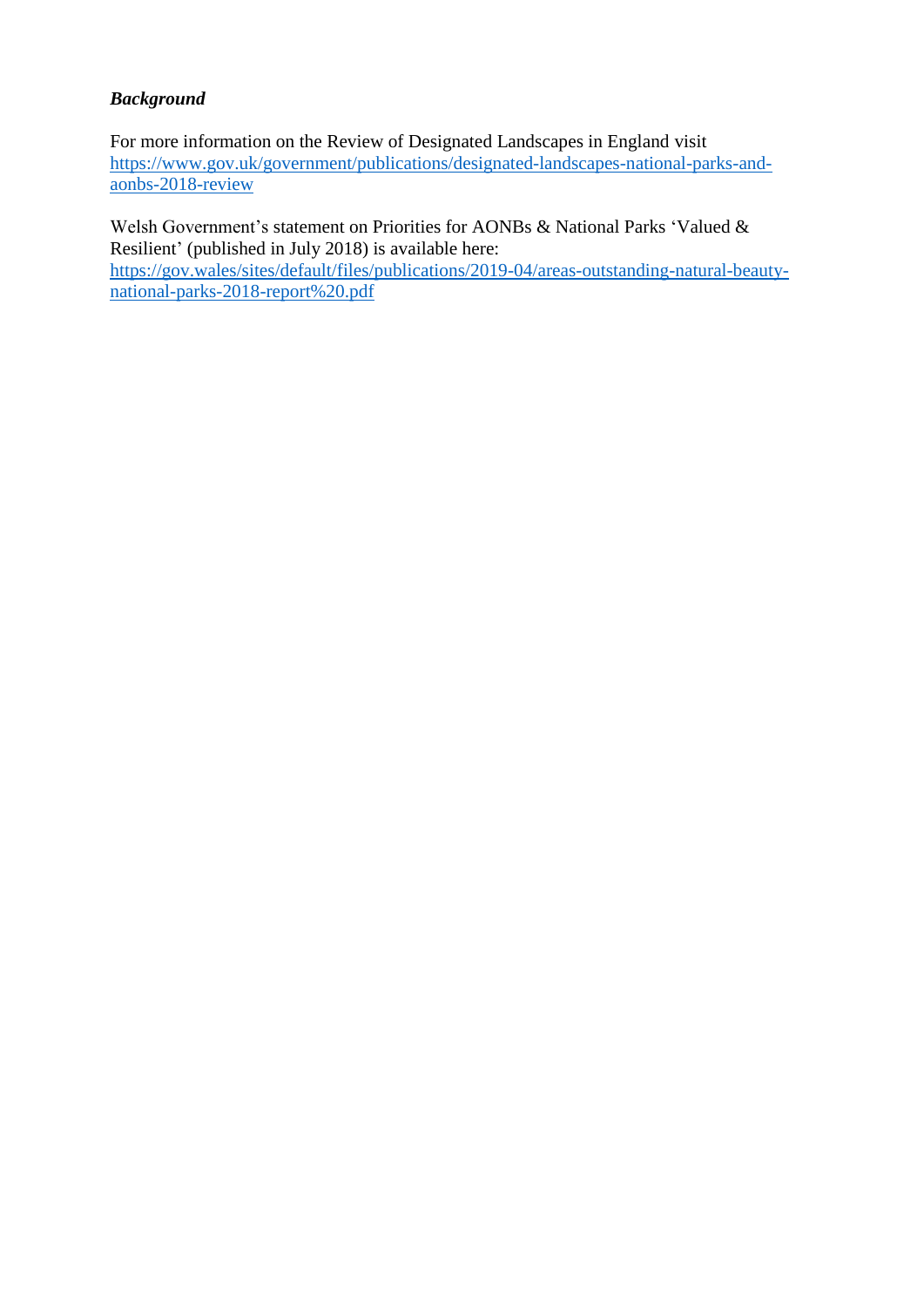***Background***

For more information on the Review of Designated Landscapes in England visit
https://www.gov.uk/government/publications/designated-landscapes-national-parks-and-aonbs-2018-review

Welsh Government's statement on Priorities for AONBs & National Parks 'Valued & Resilient' (published in July 2018) is available here:
https://gov.wales/sites/default/files/publications/2019-04/areas-outstanding-natural-beauty-national-parks-2018-report%20.pdf